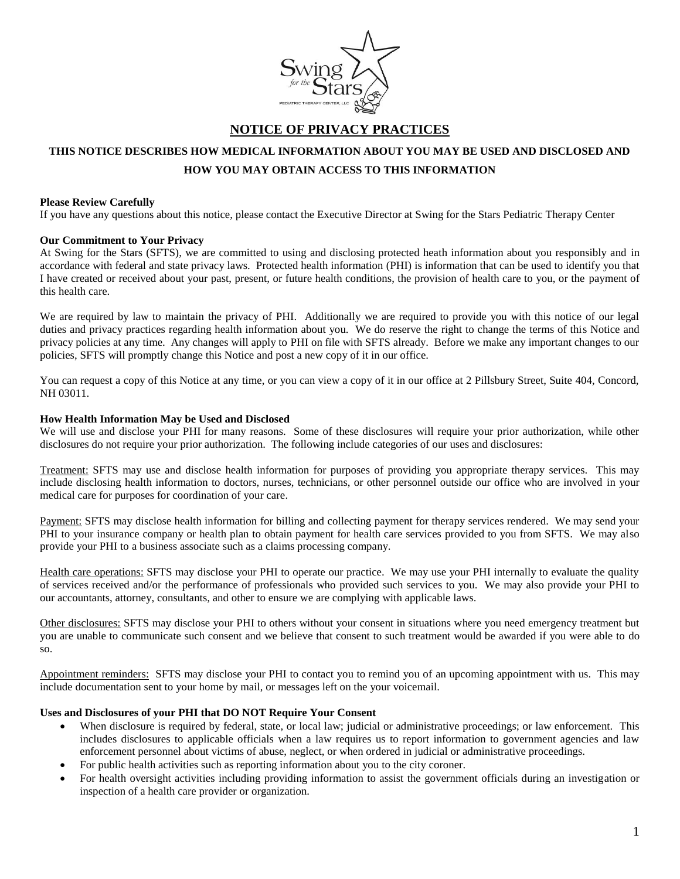# NOTICE OF PRIVACY PRACTICES

## THIS NOTICE DESCRIBES HOW MEDICAL INFORMATION ABOUT YOU MAY BE USED AND DISCLOSED AND HOW YOU MAY OBTAIN ACCESS TO THIS INFORMATION

**Please Review Carefully**
If you have any questions about this notice, please contact the Executive Director at Swing for the Stars Pediatric Therapy Center

**Our Commitment to Your Privacy**
At Swing for the Stars (SFTS), we are committed to using and disclosing protected heath information about you responsibly and in accordance with federal and state privacy laws. Protected health information (PHI) is information that can be used to identify you that I have created or received about your past, present, or future health conditions, the provision of health care to you, or the payment of this health care.

We are required by law to maintain the privacy of PHI. Additionally we are required to provide you with this notice of our legal duties and privacy practices regarding health information about you. We do reserve the right to change the terms of this Notice and privacy policies at any time. Any changes will apply to PHI on file with SFTS already. Before we make any important changes to our policies, SFTS will promptly change this Notice and post a new copy of it in our office.

You can request a copy of this Notice at any time, or you can view a copy of it in our office at 2 Pillsbury Street, Suite 404, Concord, NH 03011.

**How Health Information May be Used and Disclosed**
We will use and disclose your PHI for many reasons. Some of these disclosures will require your prior authorization, while other disclosures do not require your prior authorization. The following include categories of our uses and disclosures:

Treatment: SFTS may use and disclose health information for purposes of providing you appropriate therapy services. This may include disclosing health information to doctors, nurses, technicians, or other personnel outside our office who are involved in your medical care for purposes for coordination of your care.

Payment: SFTS may disclose health information for billing and collecting payment for therapy services rendered. We may send your PHI to your insurance company or health plan to obtain payment for health care services provided to you from SFTS. We may also provide your PHI to a business associate such as a claims processing company.

Health care operations: SFTS may disclose your PHI to operate our practice. We may use your PHI internally to evaluate the quality of services received and/or the performance of professionals who provided such services to you. We may also provide your PHI to our accountants, attorney, consultants, and other to ensure we are complying with applicable laws.

Other disclosures: SFTS may disclose your PHI to others without your consent in situations where you need emergency treatment but you are unable to communicate such consent and we believe that consent to such treatment would be awarded if you were able to do so.

Appointment reminders: SFTS may disclose your PHI to contact you to remind you of an upcoming appointment with us. This may include documentation sent to your home by mail, or messages left on the your voicemail.

**Uses and Disclosures of your PHI that DO NOT Require Your Consent**

- When disclosure is required by federal, state, or local law; judicial or administrative proceedings; or law enforcement. This includes disclosures to applicable officials when a law requires us to report information to government agencies and law enforcement personnel about victims of abuse, neglect, or when ordered in judicial or administrative proceedings.
- For public health activities such as reporting information about you to the city coroner.
- For health oversight activities including providing information to assist the government officials during an investigation or inspection of a health care provider or organization.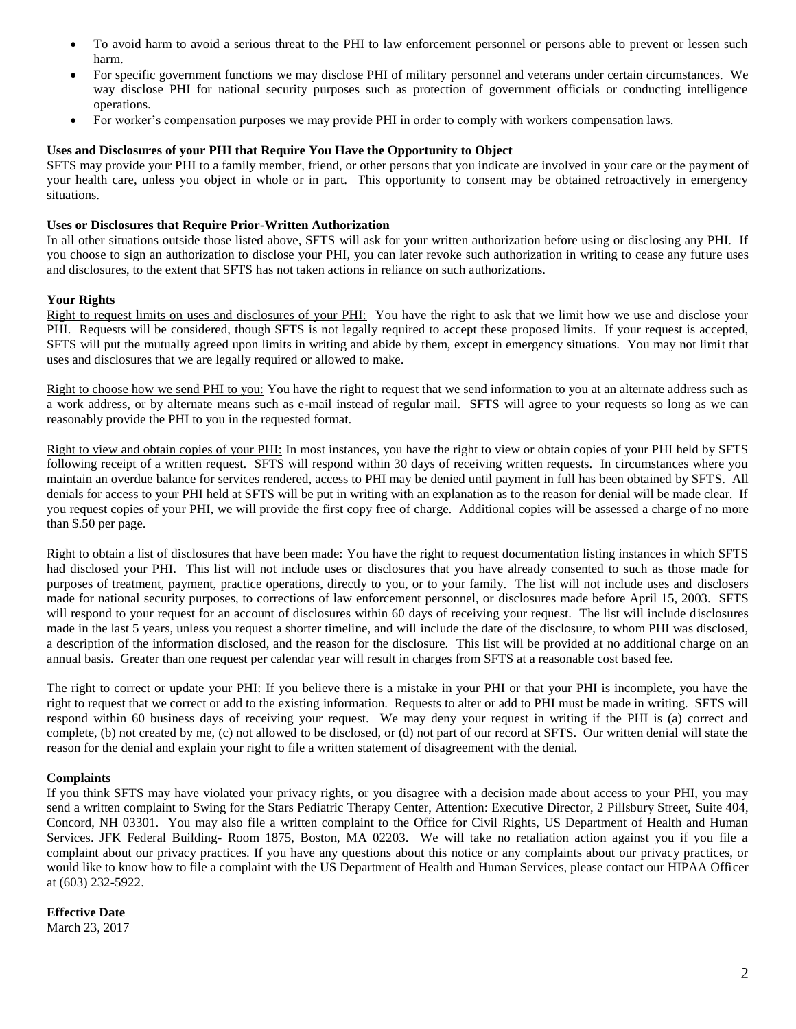- To avoid harm to avoid a serious threat to the PHI to law enforcement personnel or persons able to prevent or lessen such harm.
- For specific government functions we may disclose PHI of military personnel and veterans under certain circumstances. We way disclose PHI for national security purposes such as protection of government officials or conducting intelligence operations.
- For worker's compensation purposes we may provide PHI in order to comply with workers compensation laws.

**Uses and Disclosures of your PHI that Require You Have the Opportunity to Object**

SFTS may provide your PHI to a family member, friend, or other persons that you indicate are involved in your care or the payment of your health care, unless you object in whole or in part. This opportunity to consent may be obtained retroactively in emergency situations.

**Uses or Disclosures that Require Prior-Written Authorization**

In all other situations outside those listed above, SFTS will ask for your written authorization before using or disclosing any PHI. If you choose to sign an authorization to disclose your PHI, you can later revoke such authorization in writing to cease any future uses and disclosures, to the extent that SFTS has not taken actions in reliance on such authorizations.

**Your Rights**

Right to request limits on uses and disclosures of your PHI: You have the right to ask that we limit how we use and disclose your PHI. Requests will be considered, though SFTS is not legally required to accept these proposed limits. If your request is accepted, SFTS will put the mutually agreed upon limits in writing and abide by them, except in emergency situations. You may not limit that uses and disclosures that we are legally required or allowed to make.

Right to choose how we send PHI to you: You have the right to request that we send information to you at an alternate address such as a work address, or by alternate means such as e-mail instead of regular mail. SFTS will agree to your requests so long as we can reasonably provide the PHI to you in the requested format.

Right to view and obtain copies of your PHI: In most instances, you have the right to view or obtain copies of your PHI held by SFTS following receipt of a written request. SFTS will respond within 30 days of receiving written requests. In circumstances where you maintain an overdue balance for services rendered, access to PHI may be denied until payment in full has been obtained by SFTS. All denials for access to your PHI held at SFTS will be put in writing with an explanation as to the reason for denial will be made clear. If you request copies of your PHI, we will provide the first copy free of charge. Additional copies will be assessed a charge of no more than $.50 per page.

Right to obtain a list of disclosures that have been made: You have the right to request documentation listing instances in which SFTS had disclosed your PHI. This list will not include uses or disclosures that you have already consented to such as those made for purposes of treatment, payment, practice operations, directly to you, or to your family. The list will not include uses and disclosers made for national security purposes, to corrections of law enforcement personnel, or disclosures made before April 15, 2003. SFTS will respond to your request for an account of disclosures within 60 days of receiving your request. The list will include disclosures made in the last 5 years, unless you request a shorter timeline, and will include the date of the disclosure, to whom PHI was disclosed, a description of the information disclosed, and the reason for the disclosure. This list will be provided at no additional charge on an annual basis. Greater than one request per calendar year will result in charges from SFTS at a reasonable cost based fee.

The right to correct or update your PHI: If you believe there is a mistake in your PHI or that your PHI is incomplete, you have the right to request that we correct or add to the existing information. Requests to alter or add to PHI must be made in writing. SFTS will respond within 60 business days of receiving your request. We may deny your request in writing if the PHI is (a) correct and complete, (b) not created by me, (c) not allowed to be disclosed, or (d) not part of our record at SFTS. Our written denial will state the reason for the denial and explain your right to file a written statement of disagreement with the denial.

**Complaints**

If you think SFTS may have violated your privacy rights, or you disagree with a decision made about access to your PHI, you may send a written complaint to Swing for the Stars Pediatric Therapy Center, Attention: Executive Director, 2 Pillsbury Street, Suite 404, Concord, NH 03301. You may also file a written complaint to the Office for Civil Rights, US Department of Health and Human Services. JFK Federal Building- Room 1875, Boston, MA 02203. We will take no retaliation action against you if you file a complaint about our privacy practices. If you have any questions about this notice or any complaints about our privacy practices, or would like to know how to file a complaint with the US Department of Health and Human Services, please contact our HIPAA Officer at (603) 232-5922.

**Effective Date**

March 23, 2017